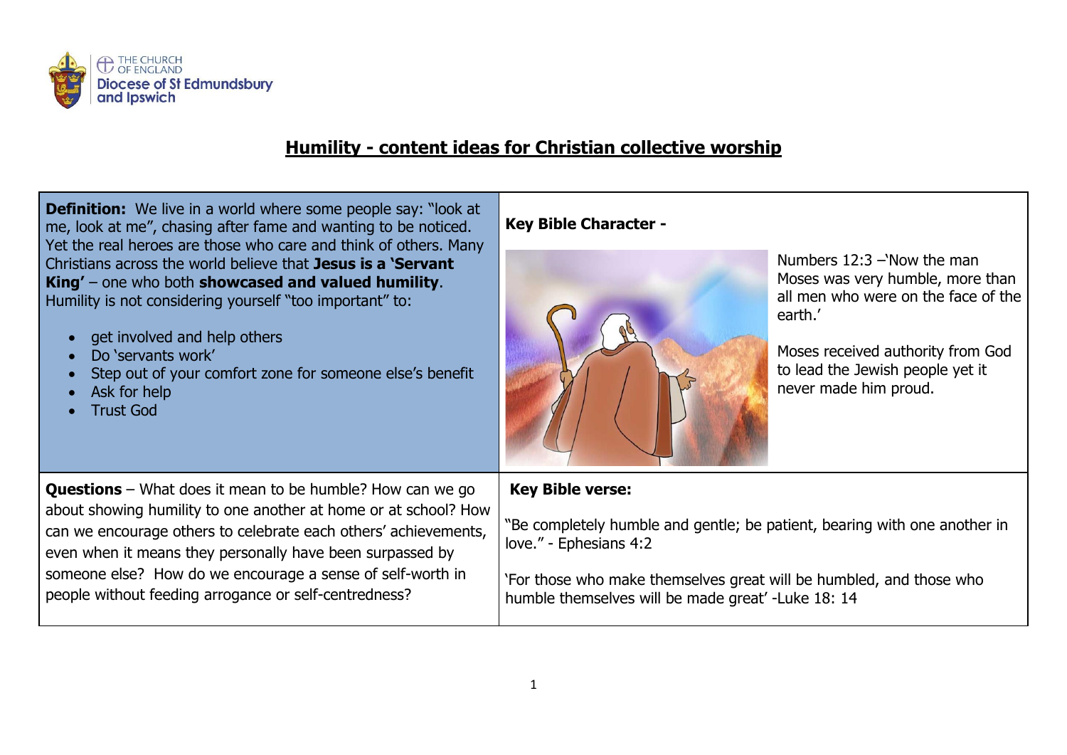# Humility - content ideas for Christian collective worship

**Definition:** We live in a world where some people say: "look at me, look at me", chasing after fame and wanting to be noticed. Yet the real heroes are those who care and think of others. Many Christians across the world believe that **Jesus is a 'Servant King'** – one who both **showcased and valued humility**. Humility is not considering yourself "too important" to:

- get involved and help others
- Do 'servants work'
- Step out of your comfort zone for someone else's benefit
- Ask for help
- Trust God

**Key Bible Character -**

Numbers 12:3 –'Now the man Moses was very humble, more than all men who were on the face of the earth.'

Moses received authority from God to lead the Jewish people yet it never made him proud.

**Questions** – What does it mean to be humble? How can we go about showing humility to one another at home or at school? How can we encourage others to celebrate each others' achievements, even when it means they personally have been surpassed by someone else? How do we encourage a sense of self-worth in people without feeding arrogance or self-centredness?

**Key Bible verse:**

"Be completely humble and gentle; be patient, bearing with one another in love." - Ephesians 4:2

'For those who make themselves great will be humbled, and those who humble themselves will be made great' -Luke 18: 14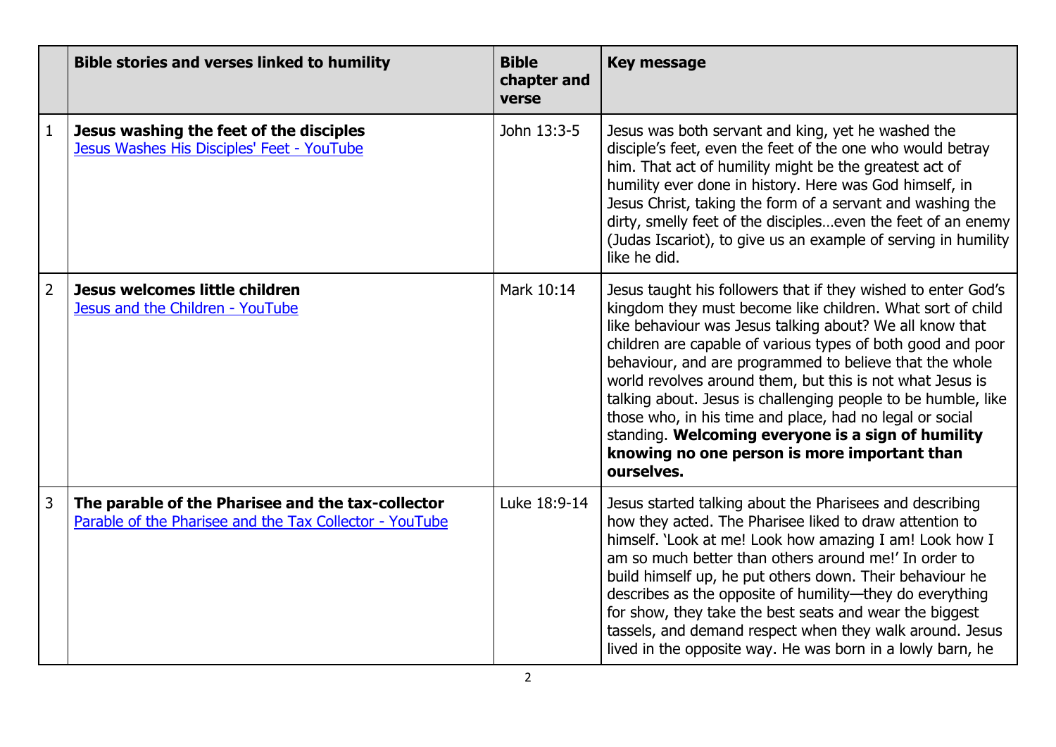| | Bible stories and verses linked to humility | Bible chapter and verse | Key message |
|---|---|---|---|
| 1 | **Jesus washing the feet of the disciples**<br>[Jesus Washes His Disciples' Feet - YouTube]() | John 13:3-5 | Jesus was both servant and king, yet he washed the disciple's feet, even the feet of the one who would betray him. That act of humility might be the greatest act of humility ever done in history. Here was God himself, in Jesus Christ, taking the form of a servant and washing the dirty, smelly feet of the disciples…even the feet of an enemy (Judas Iscariot), to give us an example of serving in humility like he did. |
| 2 | **Jesus welcomes little children**<br>[Jesus and the Children - YouTube]() | Mark 10:14 | Jesus taught his followers that if they wished to enter God's kingdom they must become like children. What sort of child like behaviour was Jesus talking about? We all know that children are capable of various types of both good and poor behaviour, and are programmed to believe that the whole world revolves around them, but this is not what Jesus is talking about. Jesus is challenging people to be humble, like those who, in his time and place, had no legal or social standing. **Welcoming everyone is a sign of humility knowing no one person is more important than ourselves.** |
| 3 | **The parable of the Pharisee and the tax-collector**<br>[Parable of the Pharisee and the Tax Collector - YouTube]() | Luke 18:9-14 | Jesus started talking about the Pharisees and describing how they acted. The Pharisee liked to draw attention to himself. 'Look at me! Look how amazing I am! Look how I am so much better than others around me!' In order to build himself up, he put others down. Their behaviour he describes as the opposite of humility—they do everything for show, they take the best seats and wear the biggest tassels, and demand respect when they walk around. Jesus lived in the opposite way. He was born in a lowly barn, he |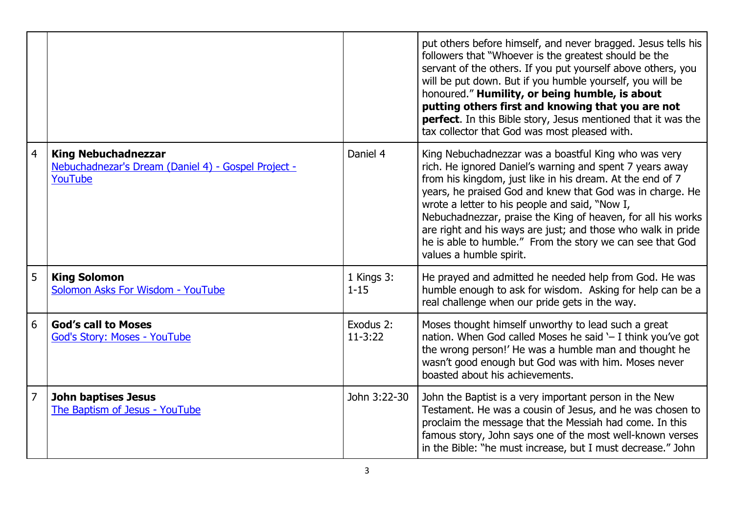|   |   |   |   |
|---|---|---|---|
|   |   |   | put others before himself, and never bragged. Jesus tells his followers that "Whoever is the greatest should be the servant of the others. If you put yourself above others, you will be put down. But if you humble yourself, you will be honoured." **Humility, or being humble, is about putting others first and knowing that you are not perfect**. In this Bible story, Jesus mentioned that it was the tax collector that God was most pleased with. |
| 4 | **King Nebuchadnezzar** [Nebuchadnezar's Dream (Daniel 4) - Gospel Project - YouTube]() | Daniel 4 | King Nebuchadnezzar was a boastful King who was very rich. He ignored Daniel's warning and spent 7 years away from his kingdom, just like in his dream. At the end of 7 years, he praised God and knew that God was in charge. He wrote a letter to his people and said, "Now I, Nebuchadnezzar, praise the King of heaven, for all his works are right and his ways are just; and those who walk in pride he is able to humble." From the story we can see that God values a humble spirit. |
| 5 | **King Solomon** [Solomon Asks For Wisdom - YouTube]() | 1 Kings 3: 1-15 | He prayed and admitted he needed help from God. He was humble enough to ask for wisdom. Asking for help can be a real challenge when our pride gets in the way. |
| 6 | **God's call to Moses** [God's Story: Moses - YouTube]() | Exodus 2: 11-3:22 | Moses thought himself unworthy to lead such a great nation. When God called Moses he said '– I think you've got the wrong person!' He was a humble man and thought he wasn't good enough but God was with him. Moses never boasted about his achievements. |
| 7 | **John baptises Jesus** [The Baptism of Jesus - YouTube]() | John 3:22-30 | John the Baptist is a very important person in the New Testament. He was a cousin of Jesus, and he was chosen to proclaim the message that the Messiah had come. In this famous story, John says one of the most well-known verses in the Bible: "he must increase, but I must decrease." John |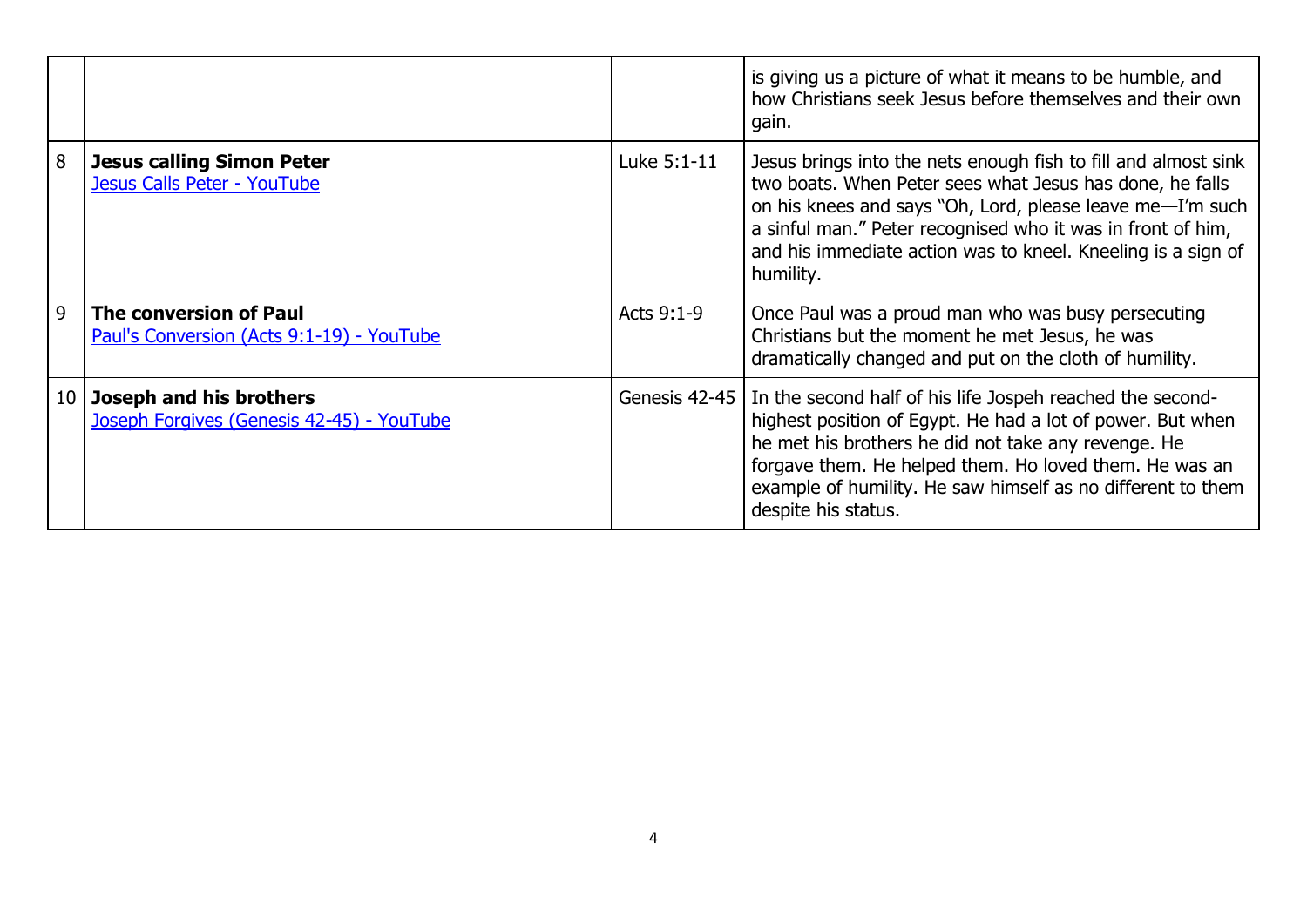| | | | |
|---|---|---|---|
| | | | is giving us a picture of what it means to be humble, and how Christians seek Jesus before themselves and their own gain. |
| 8 | **Jesus calling Simon Peter**<br>Jesus Calls Peter - YouTube | Luke 5:1-11 | Jesus brings into the nets enough fish to fill and almost sink two boats. When Peter sees what Jesus has done, he falls on his knees and says “Oh, Lord, please leave me—I’m such a sinful man.” Peter recognised who it was in front of him, and his immediate action was to kneel. Kneeling is a sign of humility. |
| 9 | **The conversion of Paul**<br>Paul's Conversion (Acts 9:1-19) - YouTube | Acts 9:1-9 | Once Paul was a proud man who was busy persecuting Christians but the moment he met Jesus, he was dramatically changed and put on the cloth of humility. |
| 10 | **Joseph and his brothers**<br>Joseph Forgives (Genesis 42-45) - YouTube | Genesis 42-45 | In the second half of his life Jospeh reached the second-highest position of Egypt. He had a lot of power. But when he met his brothers he did not take any revenge. He forgave them. He helped them. Ho loved them. He was an example of humility. He saw himself as no different to them despite his status. |